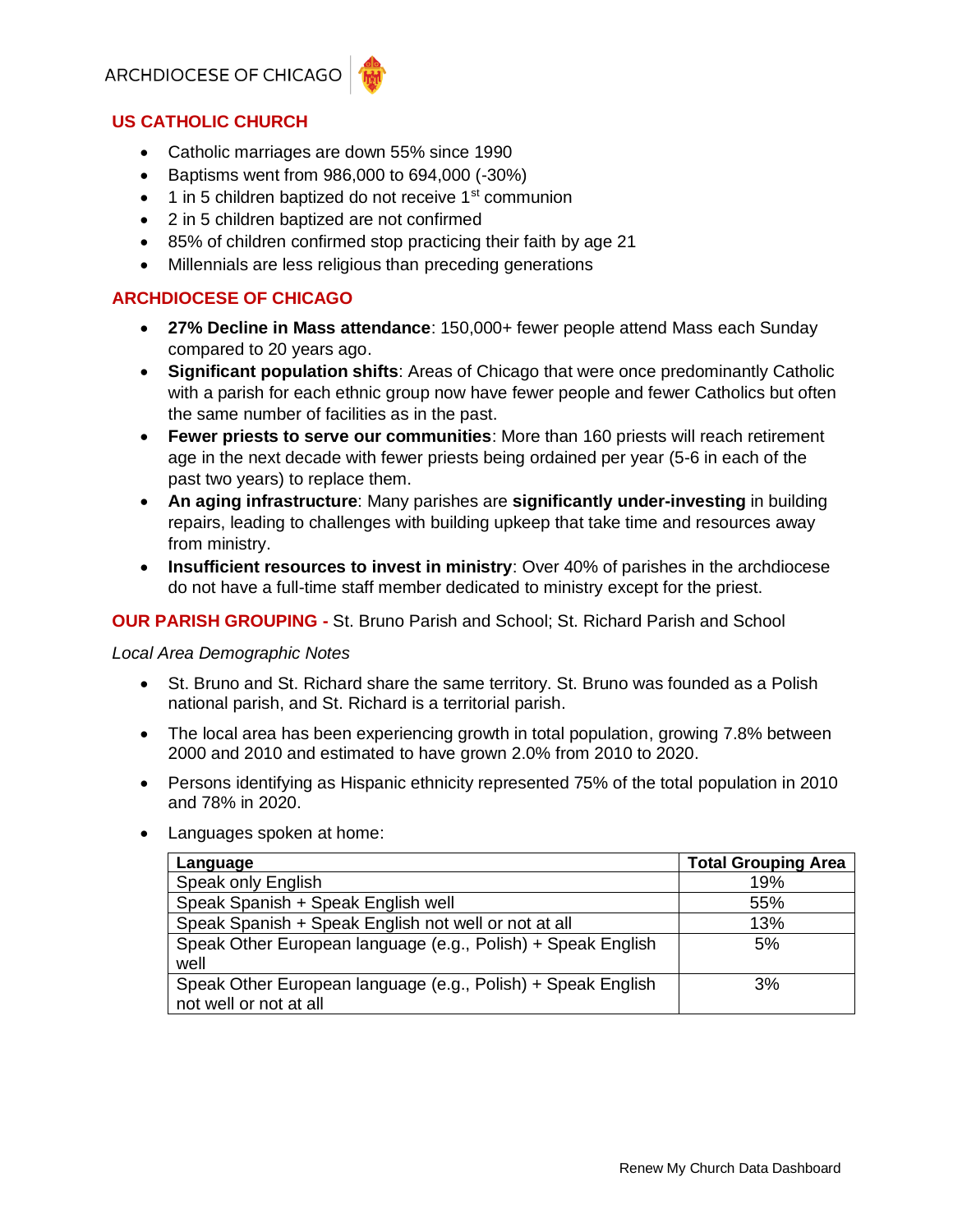ARCHDIOCESE OF CHICAGO

## US CATHOLIC CHURCH

- Catholic marriages are down 55% since 1990
- Baptisms went from 986,000 to 694,000 (-30%)
- 1 in 5 children baptized do not receive 1st communion
- 2 in 5 children baptized are not confirmed
- 85% of children confirmed stop practicing their faith by age 21
- Millennials are less religious than preceding generations

## ARCHDIOCESE OF CHICAGO

- **27% Decline in Mass attendance**: 150,000+ fewer people attend Mass each Sunday compared to 20 years ago.
- **Significant population shifts**: Areas of Chicago that were once predominantly Catholic with a parish for each ethnic group now have fewer people and fewer Catholics but often the same number of facilities as in the past.
- **Fewer priests to serve our communities**: More than 160 priests will reach retirement age in the next decade with fewer priests being ordained per year (5-6 in each of the past two years) to replace them.
- **An aging infrastructure**: Many parishes are **significantly under-investing** in building repairs, leading to challenges with building upkeep that take time and resources away from ministry.
- **Insufficient resources to invest in ministry**: Over 40% of parishes in the archdiocese do not have a full-time staff member dedicated to ministry except for the priest.

## OUR PARISH GROUPING - St. Bruno Parish and School; St. Richard Parish and School

*Local Area Demographic Notes*

- St. Bruno and St. Richard share the same territory. St. Bruno was founded as a Polish national parish, and St. Richard is a territorial parish.
- The local area has been experiencing growth in total population, growing 7.8% between 2000 and 2010 and estimated to have grown 2.0% from 2010 to 2020.
- Persons identifying as Hispanic ethnicity represented 75% of the total population in 2010 and 78% in 2020.
- Languages spoken at home:

| Language | Total Grouping Area |
|---|---|
| Speak only English | 19% |
| Speak Spanish + Speak English well | 55% |
| Speak Spanish + Speak English not well or not at all | 13% |
| Speak Other European language (e.g., Polish) + Speak English well | 5% |
| Speak Other European language (e.g., Polish) + Speak English not well or not at all | 3% |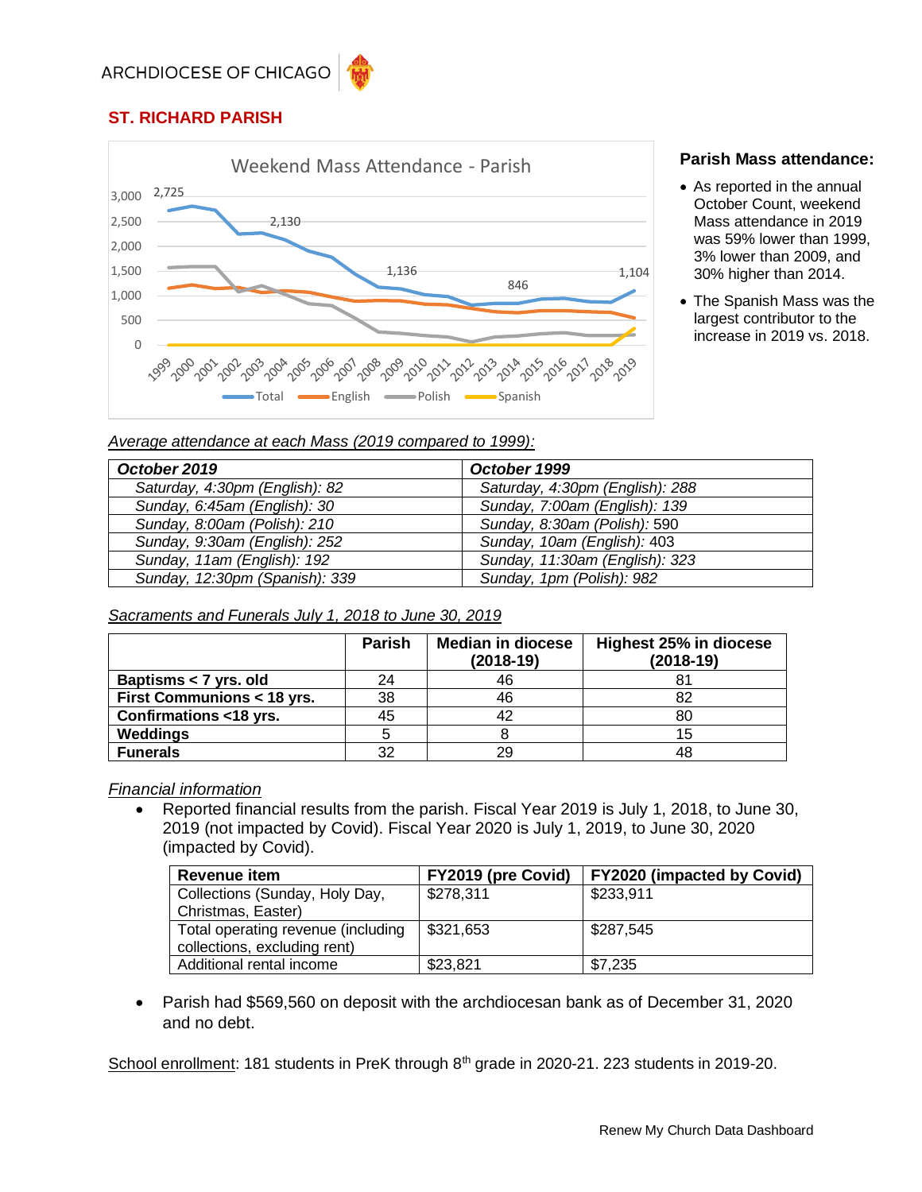ARCHDIOCESE OF CHICAGO

## ST. RICHARD PARISH

Weekend Mass Attendance - Parish

3,000
2,500
2,000
1,500
1,000
500
0

2,725
2,130
1,136
846
1,104

1999 2000 2001 2002 2003 2004 2005 2006 2007 2008 2009 2010 2011 2012 2013 2014 2015 2016 2017 2018 2019

Total English Polish Spanish

**Parish Mass attendance:**

- As reported in the annual October Count, weekend Mass attendance in 2019 was 59% lower than 1999, 3% lower than 2009, and 30% higher than 2014.
- The Spanish Mass was the largest contributor to the increase in 2019 vs. 2018.

*Average attendance at each Mass (2019 compared to 1999):*

| *October 2019* | *October 1999* |
|---|---|
| *Saturday, 4:30pm (English): 82* | *Saturday, 4:30pm (English): 288* |
| *Sunday, 6:45am (English): 30* | *Sunday, 7:00am (English): 139* |
| *Sunday, 8:00am (Polish): 210* | *Sunday, 8:30am (Polish): 590* |
| *Sunday, 9:30am (English): 252* | *Sunday, 10am (English): 403* |
| *Sunday, 11am (English): 192* | *Sunday, 11:30am (English): 323* |
| *Sunday, 12:30pm (Spanish): 339* | *Sunday, 1pm (Polish): 982* |

*Sacraments and Funerals July 1, 2018 to June 30, 2019*

| | Parish | Median in diocese (2018-19) | Highest 25% in diocese (2018-19) |
|---|---|---|---|
| **Baptisms < 7 yrs. old** | 24 | 46 | 81 |
| **First Communions < 18 yrs.** | 38 | 46 | 82 |
| **Confirmations <18 yrs.** | 45 | 42 | 80 |
| **Weddings** | 5 | 8 | 15 |
| **Funerals** | 32 | 29 | 48 |

*Financial information*

- Reported financial results from the parish. Fiscal Year 2019 is July 1, 2018, to June 30, 2019 (not impacted by Covid). Fiscal Year 2020 is July 1, 2019, to June 30, 2020 (impacted by Covid).

| Revenue item | FY2019 (pre Covid) | FY2020 (impacted by Covid) |
|---|---|---|
| Collections (Sunday, Holy Day, Christmas, Easter) | $278,311 | $233,911 |
| Total operating revenue (including collections, excluding rent) | $321,653 | $287,545 |
| Additional rental income | $23,821 | $7,235 |

- Parish had $569,560 on deposit with the archdiocesan bank as of December 31, 2020 and no debt.

School enrollment: 181 students in PreK through 8th grade in 2020-21. 223 students in 2019-20.

Renew My Church Data Dashboard